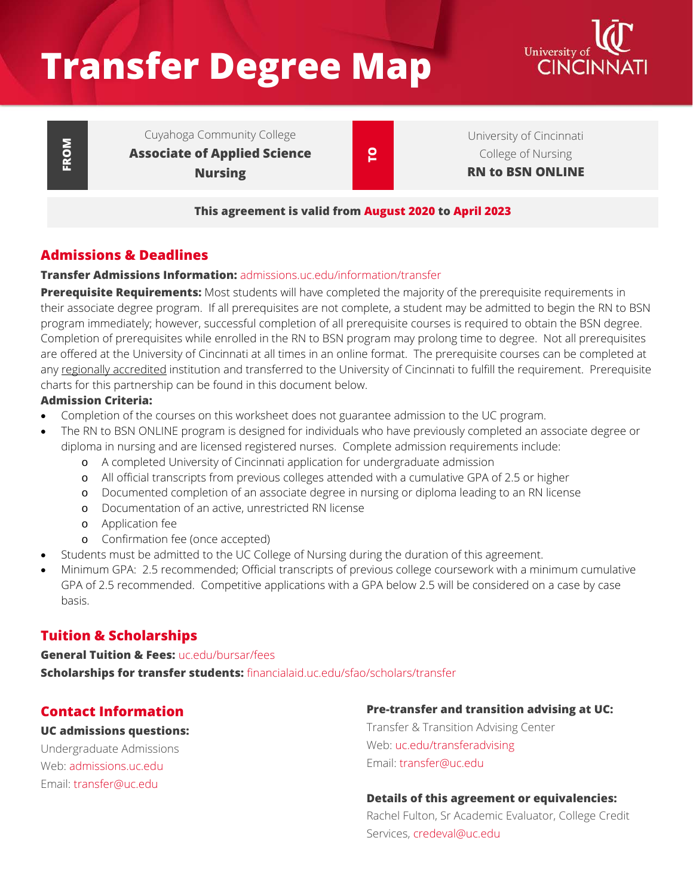# Transfer Degree Map

University of Cincinnati

| FROM | Cuyahoga Community College **Associate of Applied Science Nursing** | TO | University of Cincinnati College of Nursing **RN to BSN ONLINE** |
|---|---|---|---|

**This agreement is valid from August 2020 to April 2023**

## Admissions & Deadlines

**Transfer Admissions Information:** admissions.uc.edu/information/transfer

**Prerequisite Requirements:** Most students will have completed the majority of the prerequisite requirements in their associate degree program. If all prerequisites are not complete, a student may be admitted to begin the RN to BSN program immediately; however, successful completion of all prerequisite courses is required to obtain the BSN degree. Completion of prerequisites while enrolled in the RN to BSN program may prolong time to degree. Not all prerequisites are offered at the University of Cincinnati at all times in an online format. The prerequisite courses can be completed at any regionally accredited institution and transferred to the University of Cincinnati to fulfill the requirement. Prerequisite charts for this partnership can be found in this document below.

**Admission Criteria:**

- Completion of the courses on this worksheet does not guarantee admission to the UC program.
- The RN to BSN ONLINE program is designed for individuals who have previously completed an associate degree or diploma in nursing and are licensed registered nurses. Complete admission requirements include:
  - A completed University of Cincinnati application for undergraduate admission
  - All official transcripts from previous colleges attended with a cumulative GPA of 2.5 or higher
  - Documented completion of an associate degree in nursing or diploma leading to an RN license
  - Documentation of an active, unrestricted RN license
  - Application fee
  - Confirmation fee (once accepted)
- Students must be admitted to the UC College of Nursing during the duration of this agreement.
- Minimum GPA: 2.5 recommended; Official transcripts of previous college coursework with a minimum cumulative GPA of 2.5 recommended. Competitive applications with a GPA below 2.5 will be considered on a case by case basis.

## Tuition & Scholarships

**General Tuition & Fees:** uc.edu/bursar/fees

**Scholarships for transfer students:** financialaid.uc.edu/sfao/scholars/transfer

## Contact Information

**UC admissions questions:**

Undergraduate Admissions
Web: admissions.uc.edu
Email: transfer@uc.edu

**Pre-transfer and transition advising at UC:**

Transfer & Transition Advising Center
Web: uc.edu/transferadvising
Email: transfer@uc.edu

**Details of this agreement or equivalencies:**

Rachel Fulton, Sr Academic Evaluator, College Credit Services, credeval@uc.edu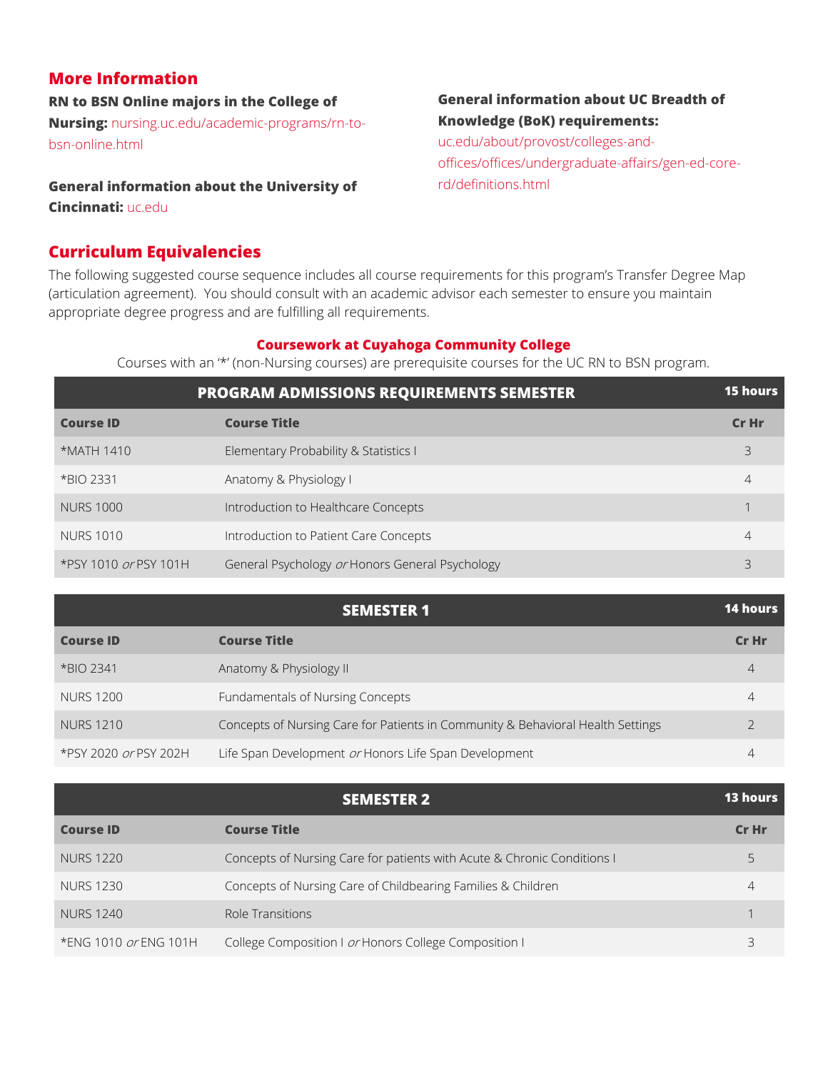## More Information

**RN to BSN Online majors in the College of Nursing:** nursing.uc.edu/academic-programs/rn-to-bsn-online.html

**General information about the University of Cincinnati:** uc.edu

**General information about UC Breadth of Knowledge (BoK) requirements:** uc.edu/about/provost/colleges-and-offices/offices/undergraduate-affairs/gen-ed-core-rd/definitions.html

## Curriculum Equivalencies

The following suggested course sequence includes all course requirements for this program's Transfer Degree Map (articulation agreement). You should consult with an academic advisor each semester to ensure you maintain appropriate degree progress and are fulfilling all requirements.

### Coursework at Cuyahoga Community College

Courses with an '*' (non-Nursing courses) are prerequisite courses for the UC RN to BSN program.

| PROGRAM ADMISSIONS REQUIREMENTS SEMESTER | | 15 hours |
|---|---|---|
| **Course ID** | **Course Title** | **Cr Hr** |
| *MATH 1410 | Elementary Probability & Statistics I | 3 |
| *BIO 2331 | Anatomy & Physiology I | 4 |
| NURS 1000 | Introduction to Healthcare Concepts | 1 |
| NURS 1010 | Introduction to Patient Care Concepts | 4 |
| *PSY 1010 *or* PSY 101H | General Psychology *or* Honors General Psychology | 3 |

| SEMESTER 1 | | 14 hours |
|---|---|---|
| **Course ID** | **Course Title** | **Cr Hr** |
| *BIO 2341 | Anatomy & Physiology II | 4 |
| NURS 1200 | Fundamentals of Nursing Concepts | 4 |
| NURS 1210 | Concepts of Nursing Care for Patients in Community & Behavioral Health Settings | 2 |
| *PSY 2020 *or* PSY 202H | Life Span Development *or* Honors Life Span Development | 4 |

| SEMESTER 2 | | 13 hours |
|---|---|---|
| **Course ID** | **Course Title** | **Cr Hr** |
| NURS 1220 | Concepts of Nursing Care for patients with Acute & Chronic Conditions I | 5 |
| NURS 1230 | Concepts of Nursing Care of Childbearing Families & Children | 4 |
| NURS 1240 | Role Transitions | 1 |
| *ENG 1010 *or* ENG 101H | College Composition I *or* Honors College Composition I | 3 |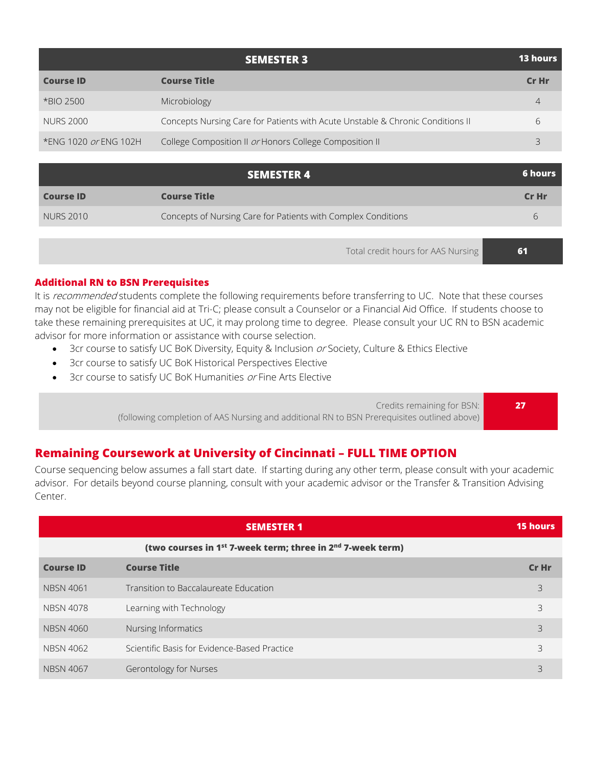| SEMESTER 3 | | 13 hours |
| --- | --- | --- |
| **Course ID** | **Course Title** | **Cr Hr** |
| *BIO 2500 | Microbiology | 4 |
| NURS 2000 | Concepts Nursing Care for Patients with Acute Unstable & Chronic Conditions II | 6 |
| *ENG 1020 *or* ENG 102H | College Composition II *or* Honors College Composition II | 3 |

| SEMESTER 4 | | 6 hours |
| --- | --- | --- |
| **Course ID** | **Course Title** | **Cr Hr** |
| NURS 2010 | Concepts of Nursing Care for Patients with Complex Conditions | 6 |

| Total credit hours for AAS Nursing | **61** |
| --- | --- |

### Additional RN to BSN Prerequisites

It is *recommended* students complete the following requirements before transferring to UC. Note that these courses may not be eligible for financial aid at Tri-C; please consult a Counselor or a Financial Aid Office. If students choose to take these remaining prerequisites at UC, it may prolong time to degree. Please consult your UC RN to BSN academic advisor for more information or assistance with course selection.

- 3cr course to satisfy UC BoK Diversity, Equity & Inclusion *or* Society, Culture & Ethics Elective
- 3cr course to satisfy UC BoK Historical Perspectives Elective
- 3cr course to satisfy UC BoK Humanities *or* Fine Arts Elective

| Credits remaining for BSN: (following completion of AAS Nursing and additional RN to BSN Prerequisites outlined above) | **27** |
| --- | --- |

## Remaining Coursework at University of Cincinnati – FULL TIME OPTION

Course sequencing below assumes a fall start date. If starting during any other term, please consult with your academic advisor. For details beyond course planning, consult with your academic advisor or the Transfer & Transition Advising Center.

| SEMESTER 1 | | 15 hours |
| --- | --- | --- |
| **(two courses in 1st 7-week term; three in 2nd 7-week term)** | | |
| **Course ID** | **Course Title** | **Cr Hr** |
| NBSN 4061 | Transition to Baccalaureate Education | 3 |
| NBSN 4078 | Learning with Technology | 3 |
| NBSN 4060 | Nursing Informatics | 3 |
| NBSN 4062 | Scientific Basis for Evidence-Based Practice | 3 |
| NBSN 4067 | Gerontology for Nurses | 3 |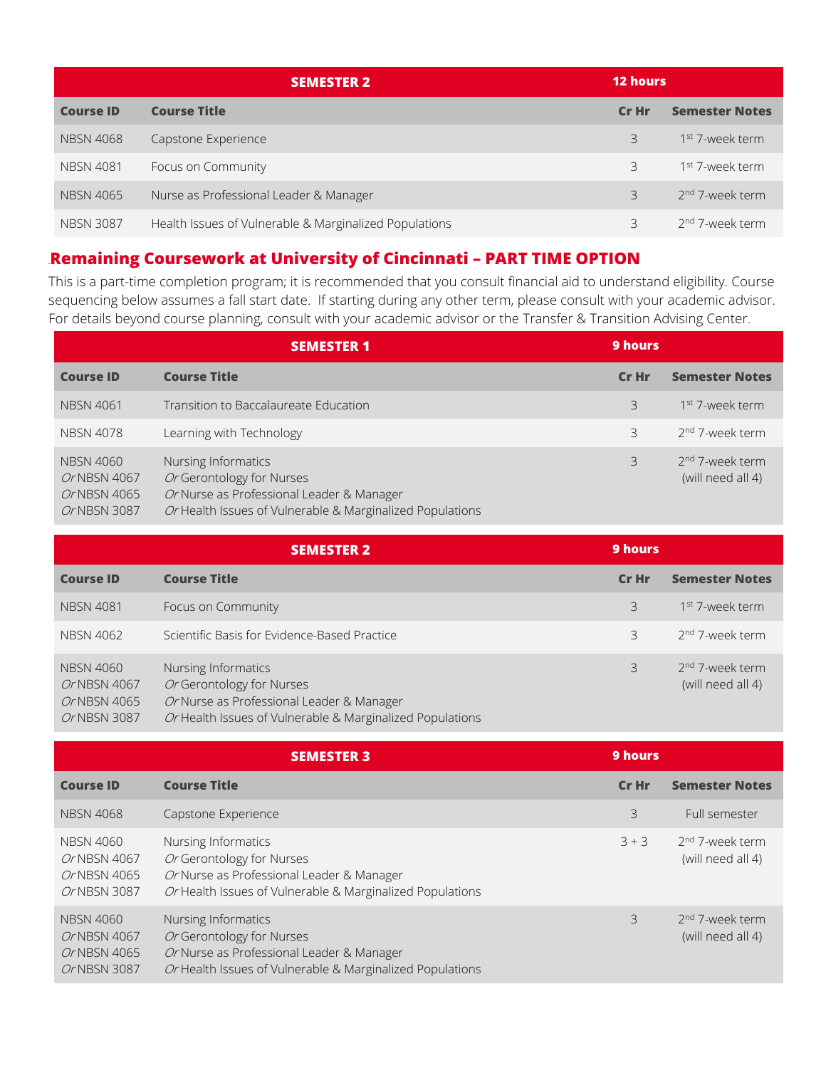| SEMESTER 2 | | 12 hours | |
|---|---|---|---|
| **Course ID** | **Course Title** | **Cr Hr** | **Semester Notes** |
| NBSN 4068 | Capstone Experience | 3 | 1st 7-week term |
| NBSN 4081 | Focus on Community | 3 | 1st 7-week term |
| NBSN 4065 | Nurse as Professional Leader & Manager | 3 | 2nd 7-week term |
| NBSN 3087 | Health Issues of Vulnerable & Marginalized Populations | 3 | 2nd 7-week term |

## Remaining Coursework at University of Cincinnati – PART TIME OPTION

This is a part-time completion program; it is recommended that you consult financial aid to understand eligibility. Course sequencing below assumes a fall start date. If starting during any other term, please consult with your academic advisor. For details beyond course planning, consult with your academic advisor or the Transfer & Transition Advising Center.

| SEMESTER 1 | | 9 hours | |
|---|---|---|---|
| **Course ID** | **Course Title** | **Cr Hr** | **Semester Notes** |
| NBSN 4061 | Transition to Baccalaureate Education | 3 | 1st 7-week term |
| NBSN 4078 | Learning with Technology | 3 | 2nd 7-week term |
| NBSN 4060 *Or* NBSN 4067 *Or* NBSN 4065 *Or* NBSN 3087 | Nursing Informatics *Or* Gerontology for Nurses *Or* Nurse as Professional Leader & Manager *Or* Health Issues of Vulnerable & Marginalized Populations | 3 | 2nd 7-week term (will need all 4) |

| SEMESTER 2 | | 9 hours | |
|---|---|---|---|
| **Course ID** | **Course Title** | **Cr Hr** | **Semester Notes** |
| NBSN 4081 | Focus on Community | 3 | 1st 7-week term |
| NBSN 4062 | Scientific Basis for Evidence-Based Practice | 3 | 2nd 7-week term |
| NBSN 4060 *Or* NBSN 4067 *Or* NBSN 4065 *Or* NBSN 3087 | Nursing Informatics *Or* Gerontology for Nurses *Or* Nurse as Professional Leader & Manager *Or* Health Issues of Vulnerable & Marginalized Populations | 3 | 2nd 7-week term (will need all 4) |

| SEMESTER 3 | | 9 hours | |
|---|---|---|---|
| **Course ID** | **Course Title** | **Cr Hr** | **Semester Notes** |
| NBSN 4068 | Capstone Experience | 3 | Full semester |
| NBSN 4060 *Or* NBSN 4067 *Or* NBSN 4065 *Or* NBSN 3087 | Nursing Informatics *Or* Gerontology for Nurses *Or* Nurse as Professional Leader & Manager *Or* Health Issues of Vulnerable & Marginalized Populations | 3 + 3 | 2nd 7-week term (will need all 4) |
| NBSN 4060 *Or* NBSN 4067 *Or* NBSN 4065 *Or* NBSN 3087 | Nursing Informatics *Or* Gerontology for Nurses *Or* Nurse as Professional Leader & Manager *Or* Health Issues of Vulnerable & Marginalized Populations | 3 | 2nd 7-week term (will need all 4) |